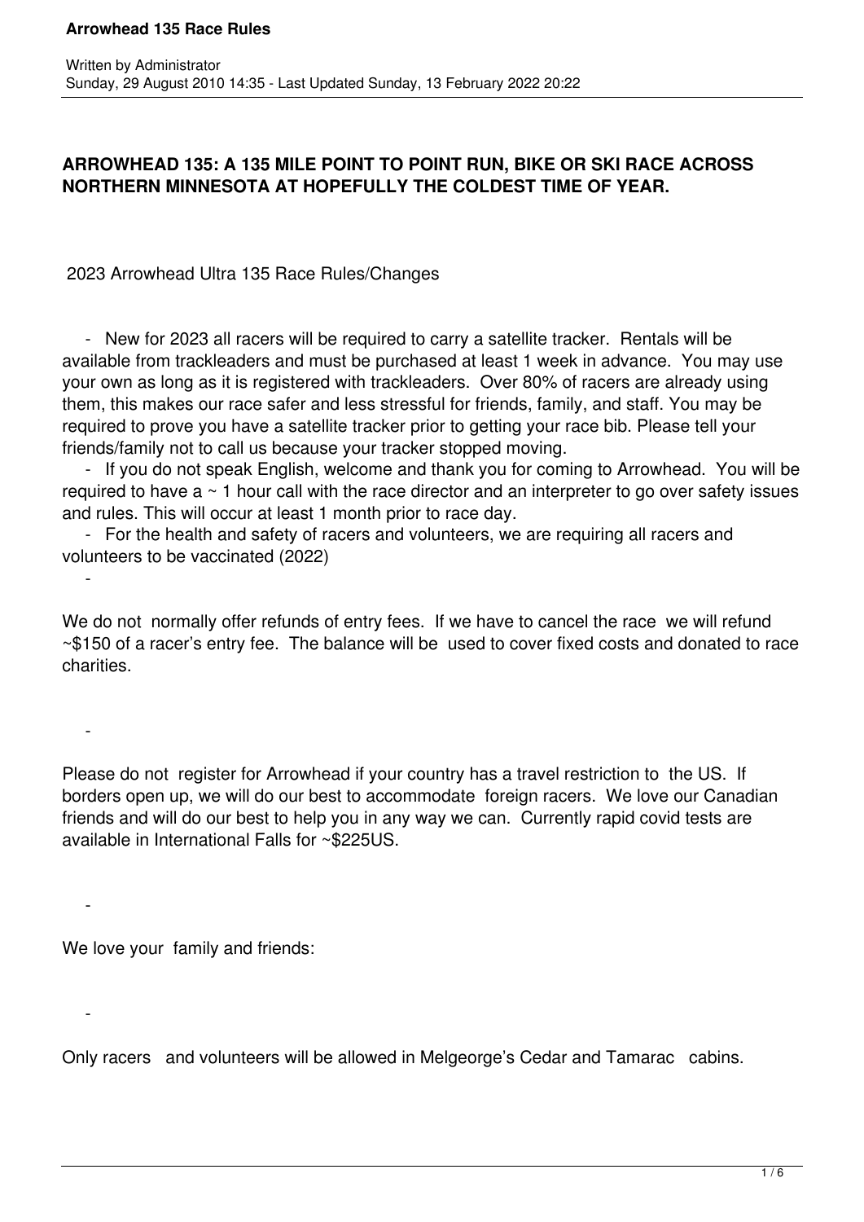# Arrowhead 135 Race Rules

Written by Administrator
Sunday, 29 August 2010 14:35 - Last Updated Sunday, 13 February 2022 20:22

**ARROWHEAD 135: A 135 MILE POINT TO POINT RUN, BIKE OR SKI RACE ACROSS NORTHERN MINNESOTA AT HOPEFULLY THE COLDEST TIME OF YEAR.**

2023 Arrowhead Ultra 135 Race Rules/Changes

- New for 2023 all racers will be required to carry a satellite tracker. Rentals will be available from trackleaders and must be purchased at least 1 week in advance. You may use your own as long as it is registered with trackleaders. Over 80% of racers are already using them, this makes our race safer and less stressful for friends, family, and staff. You may be required to prove you have a satellite tracker prior to getting your race bib. Please tell your friends/family not to call us because your tracker stopped moving.
- If you do not speak English, welcome and thank you for coming to Arrowhead. You will be required to have a ~ 1 hour call with the race director and an interpreter to go over safety issues and rules. This will occur at least 1 month prior to race day.
- For the health and safety of racers and volunteers, we are requiring all racers and volunteers to be vaccinated (2022)
- We do not normally offer refunds of entry fees. If we have to cancel the race we will refund ~$150 of a racer's entry fee. The balance will be used to cover fixed costs and donated to race charities.
- Please do not register for Arrowhead if your country has a travel restriction to the US. If borders open up, we will do our best to accommodate foreign racers. We love our Canadian friends and will do our best to help you in any way we can. Currently rapid covid tests are available in International Falls for ~$225US.
- We love your family and friends:
- Only racers and volunteers will be allowed in Melgeorge's Cedar and Tamarac cabins.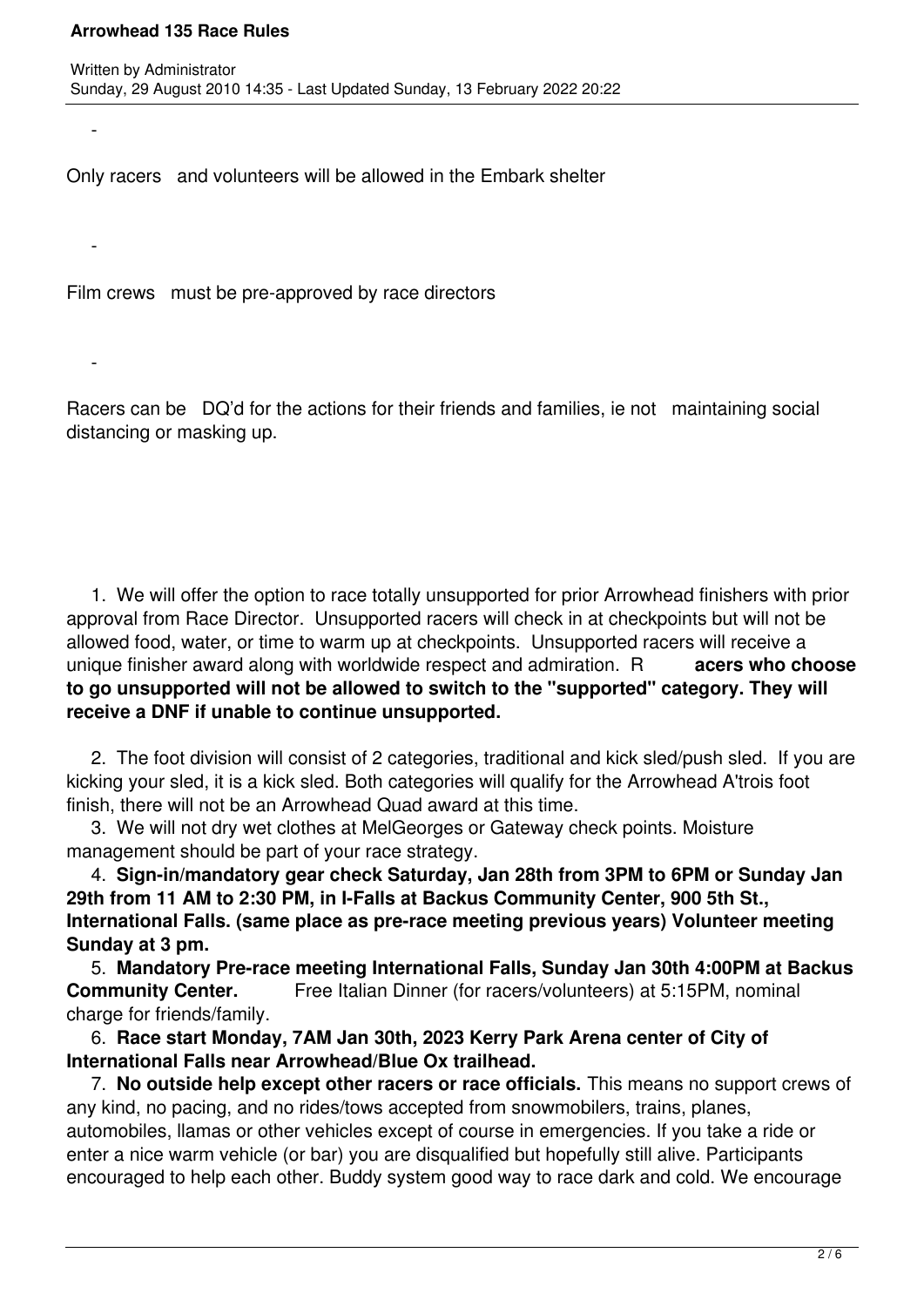- Only racers and volunteers will be allowed in the Embark shelter

- Film crews must be pre-approved by race directors

- Racers can be DQ'd for the actions for their friends and families, ie not maintaining social distancing or masking up.

1. We will offer the option to race totally unsupported for prior Arrowhead finishers with prior approval from Race Director. Unsupported racers will check in at checkpoints but will not be allowed food, water, or time to warm up at checkpoints. Unsupported racers will receive a unique finisher award along with worldwide respect and admiration. **Racers who choose to go unsupported will not be allowed to switch to the "supported" category. They will receive a DNF if unable to continue unsupported.**
2. The foot division will consist of 2 categories, traditional and kick sled/push sled. If you are kicking your sled, it is a kick sled. Both categories will qualify for the Arrowhead A'trois foot finish, there will not be an Arrowhead Quad award at this time.
3. We will not dry wet clothes at MelGeorges or Gateway check points. Moisture management should be part of your race strategy.
4. **Sign-in/mandatory gear check Saturday, Jan 28th from 3PM to 6PM or Sunday Jan 29th from 11 AM to 2:30 PM, in I-Falls at Backus Community Center, 900 5th St., International Falls. (same place as pre-race meeting previous years) Volunteer meeting Sunday at 3 pm.**
5. **Mandatory Pre-race meeting International Falls, Sunday Jan 30th 4:00PM at Backus Community Center.** Free Italian Dinner (for racers/volunteers) at 5:15PM, nominal charge for friends/family.
6. **Race start Monday, 7AM Jan 30th, 2023 Kerry Park Arena center of City of International Falls near Arrowhead/Blue Ox trailhead.**
7. **No outside help except other racers or race officials.** This means no support crews of any kind, no pacing, and no rides/tows accepted from snowmobilers, trains, planes, automobiles, llamas or other vehicles except of course in emergencies. If you take a ride or enter a nice warm vehicle (or bar) you are disqualified but hopefully still alive. Participants encouraged to help each other. Buddy system good way to race dark and cold. We encourage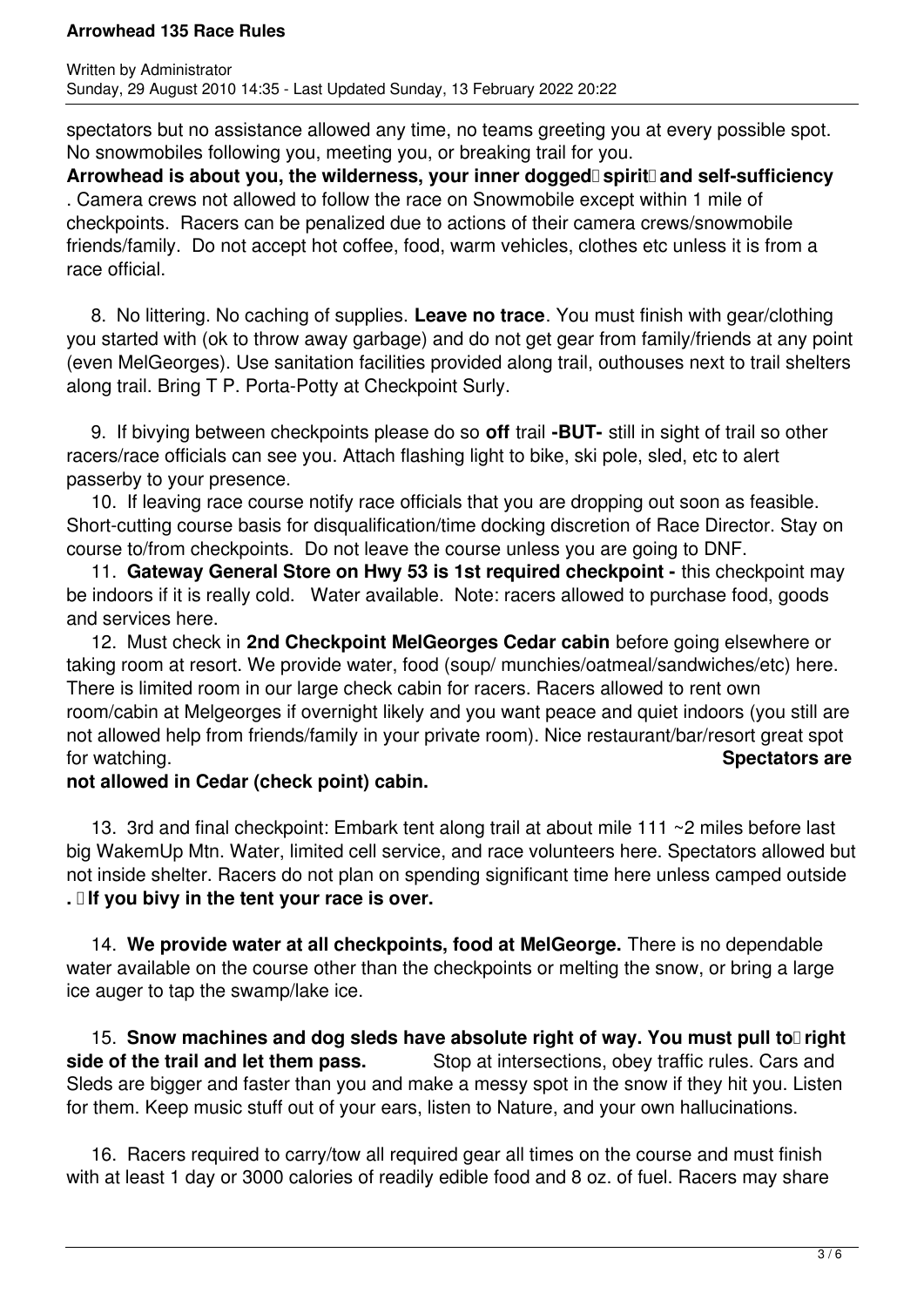spectators but no assistance allowed any time, no teams greeting you at every possible spot. No snowmobiles following you, meeting you, or breaking trail for you.
**Arrowhead is about you, the wilderness, your inner dogged spirit and self-sufficiency**. Camera crews not allowed to follow the race on Snowmobile except within 1 mile of checkpoints. Racers can be penalized due to actions of their camera crews/snowmobile friends/family. Do not accept hot coffee, food, warm vehicles, clothes etc unless it is from a race official.

8. No littering. No caching of supplies. **Leave no trace**. You must finish with gear/clothing you started with (ok to throw away garbage) and do not get gear from family/friends at any point (even MelGeorges). Use sanitation facilities provided along trail, outhouses next to trail shelters along trail. Bring T P. Porta-Potty at Checkpoint Surly.

9. If bivying between checkpoints please do so **off** trail **-BUT-** still in sight of trail so other racers/race officials can see you. Attach flashing light to bike, ski pole, sled, etc to alert passerby to your presence.

10. If leaving race course notify race officials that you are dropping out soon as feasible. Short-cutting course basis for disqualification/time docking discretion of Race Director. Stay on course to/from checkpoints. Do not leave the course unless you are going to DNF.

11. **Gateway General Store on Hwy 53 is 1st required checkpoint -** this checkpoint may be indoors if it is really cold. Water available. Note: racers allowed to purchase food, goods and services here.

12. Must check in **2nd Checkpoint MelGeorges Cedar cabin** before going elsewhere or taking room at resort. We provide water, food (soup/ munchies/oatmeal/sandwiches/etc) here. There is limited room in our large check cabin for racers. Racers allowed to rent own room/cabin at Melgeorges if overnight likely and you want peace and quiet indoors (you still are not allowed help from friends/family in your private room). Nice restaurant/bar/resort great spot for watching. **Spectators are not allowed in Cedar (check point) cabin.**

13. 3rd and final checkpoint: Embark tent along trail at about mile 111 ~2 miles before last big WakemUp Mtn. Water, limited cell service, and race volunteers here. Spectators allowed but not inside shelter. Racers do not plan on spending significant time here unless camped outside. **If you bivy in the tent your race is over.**

14. **We provide water at all checkpoints, food at MelGeorge.** There is no dependable water available on the course other than the checkpoints or melting the snow, or bring a large ice auger to tap the swamp/lake ice.

15. **Snow machines and dog sleds have absolute right of way. You must pull to right side of the trail and let them pass.** Stop at intersections, obey traffic rules. Cars and Sleds are bigger and faster than you and make a messy spot in the snow if they hit you. Listen for them. Keep music stuff out of your ears, listen to Nature, and your own hallucinations.

16. Racers required to carry/tow all required gear all times on the course and must finish with at least 1 day or 3000 calories of readily edible food and 8 oz. of fuel. Racers may share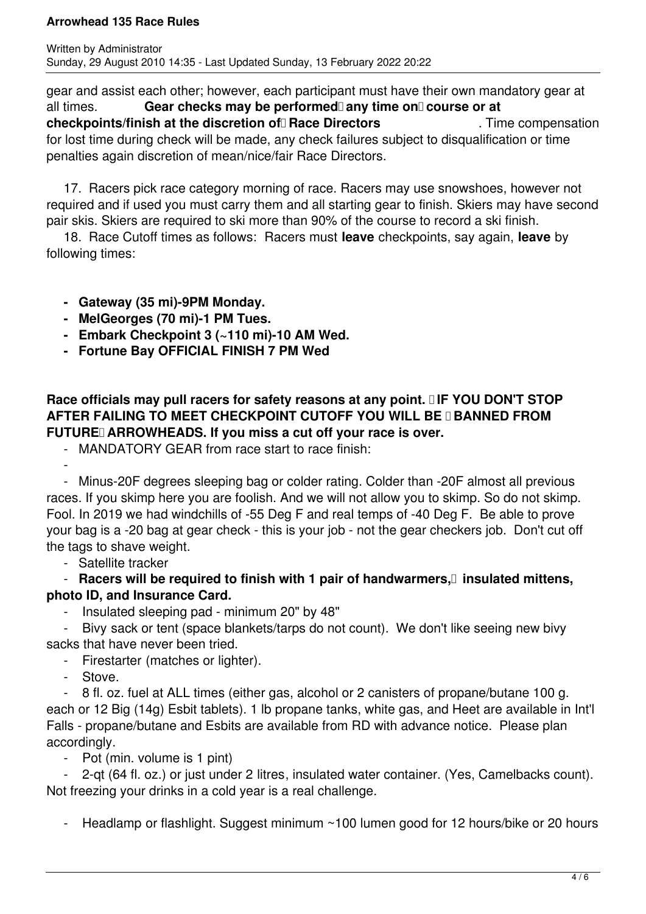gear and assist each other; however, each participant must have their own mandatory gear at all times. **Gear checks may be performed any time on course or at checkpoints/finish at the discretion of Race Directors**. Time compensation for lost time during check will be made, any check failures subject to disqualification or time penalties again discretion of mean/nice/fair Race Directors.

17. Racers pick race category morning of race. Racers may use snowshoes, however not required and if used you must carry them and all starting gear to finish. Skiers may have second pair skis. Skiers are required to ski more than 90% of the course to record a ski finish.

18. Race Cutoff times as follows: Racers must **leave** checkpoints, say again, **leave** by following times:

- **Gateway (35 mi)-9PM Monday.**
- **MelGeorges (70 mi)-1 PM Tues.**
- **Embark Checkpoint 3 (~110 mi)-10 AM Wed.**
- **Fortune Bay OFFICIAL FINISH 7 PM Wed**

**Race officials may pull racers for safety reasons at any point. IF YOU DON'T STOP AFTER FAILING TO MEET CHECKPOINT CUTOFF YOU WILL BE BANNED FROM FUTURE ARROWHEADS. If you miss a cut off your race is over.**

- MANDATORY GEAR from race start to race finish:
-
- Minus-20F degrees sleeping bag or colder rating. Colder than -20F almost all previous races. If you skimp here you are foolish. And we will not allow you to skimp. So do not skimp. Fool. In 2019 we had windchills of -55 Deg F and real temps of -40 Deg F. Be able to prove your bag is a -20 bag at gear check - this is your job - not the gear checkers job. Don't cut off the tags to shave weight.
- Satellite tracker
- **Racers will be required to finish with 1 pair of handwarmers, insulated mittens, photo ID, and Insurance Card.**
- Insulated sleeping pad - minimum 20" by 48"
- Bivy sack or tent (space blankets/tarps do not count). We don't like seeing new bivy sacks that have never been tried.
- Firestarter (matches or lighter).
- Stove.
- 8 fl. oz. fuel at ALL times (either gas, alcohol or 2 canisters of propane/butane 100 g. each or 12 Big (14g) Esbit tablets). 1 lb propane tanks, white gas, and Heet are available in Int'l Falls - propane/butane and Esbits are available from RD with advance notice. Please plan accordingly.
- Pot (min. volume is 1 pint)
- 2-qt (64 fl. oz.) or just under 2 litres, insulated water container. (Yes, Camelbacks count). Not freezing your drinks in a cold year is a real challenge.
- Headlamp or flashlight. Suggest minimum ~100 lumen good for 12 hours/bike or 20 hours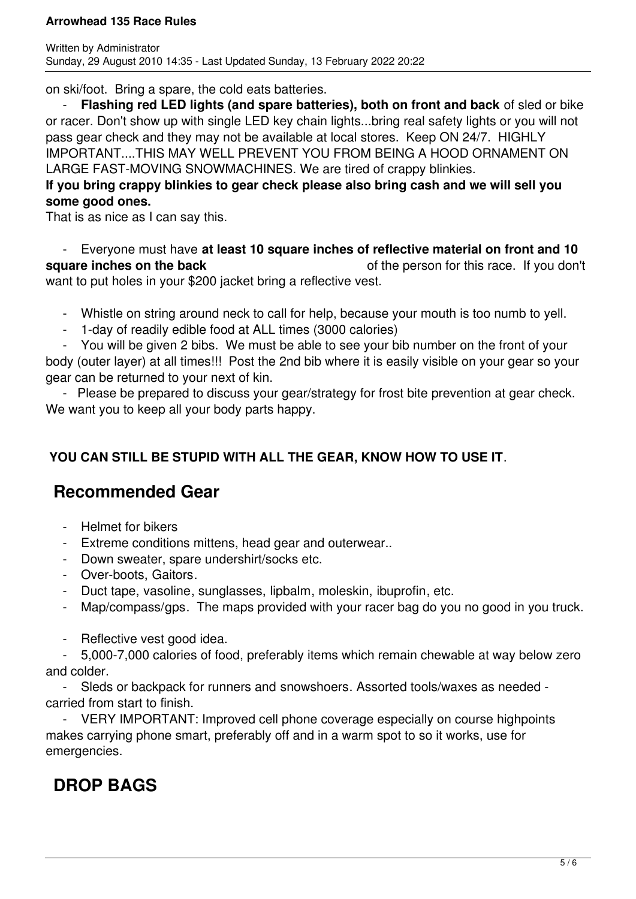on ski/foot. Bring a spare, the cold eats batteries.

- **Flashing red LED lights (and spare batteries), both on front and back** of sled or bike or racer. Don't show up with single LED key chain lights...bring real safety lights or you will not pass gear check and they may not be available at local stores. Keep ON 24/7. HIGHLY IMPORTANT....THIS MAY WELL PREVENT YOU FROM BEING A HOOD ORNAMENT ON LARGE FAST-MOVING SNOWMACHINES. We are tired of crappy blinkies.

**If you bring crappy blinkies to gear check please also bring cash and we will sell you some good ones.**

That is as nice as I can say this.

- Everyone must have **at least 10 square inches of reflective material on front and 10 square inches on the back** of the person for this race. If you don't want to put holes in your $200 jacket bring a reflective vest.
- Whistle on string around neck to call for help, because your mouth is too numb to yell.
- 1-day of readily edible food at ALL times (3000 calories)
- You will be given 2 bibs. We must be able to see your bib number on the front of your body (outer layer) at all times!!! Post the 2nd bib where it is easily visible on your gear so your gear can be returned to your next of kin.
- Please be prepared to discuss your gear/strategy for frost bite prevention at gear check. We want you to keep all your body parts happy.

**YOU CAN STILL BE STUPID WITH ALL THE GEAR, KNOW HOW TO USE IT**.

## Recommended Gear

- Helmet for bikers
- Extreme conditions mittens, head gear and outerwear..
- Down sweater, spare undershirt/socks etc.
- Over-boots, Gaitors.
- Duct tape, vasoline, sunglasses, lipbalm, moleskin, ibuprofin, etc.
- Map/compass/gps. The maps provided with your racer bag do you no good in you truck.
- Reflective vest good idea.
- 5,000-7,000 calories of food, preferably items which remain chewable at way below zero and colder.
- Sleds or backpack for runners and snowshoers. Assorted tools/waxes as needed - carried from start to finish.
- VERY IMPORTANT: Improved cell phone coverage especially on course highpoints makes carrying phone smart, preferably off and in a warm spot to so it works, use for emergencies.

## DROP BAGS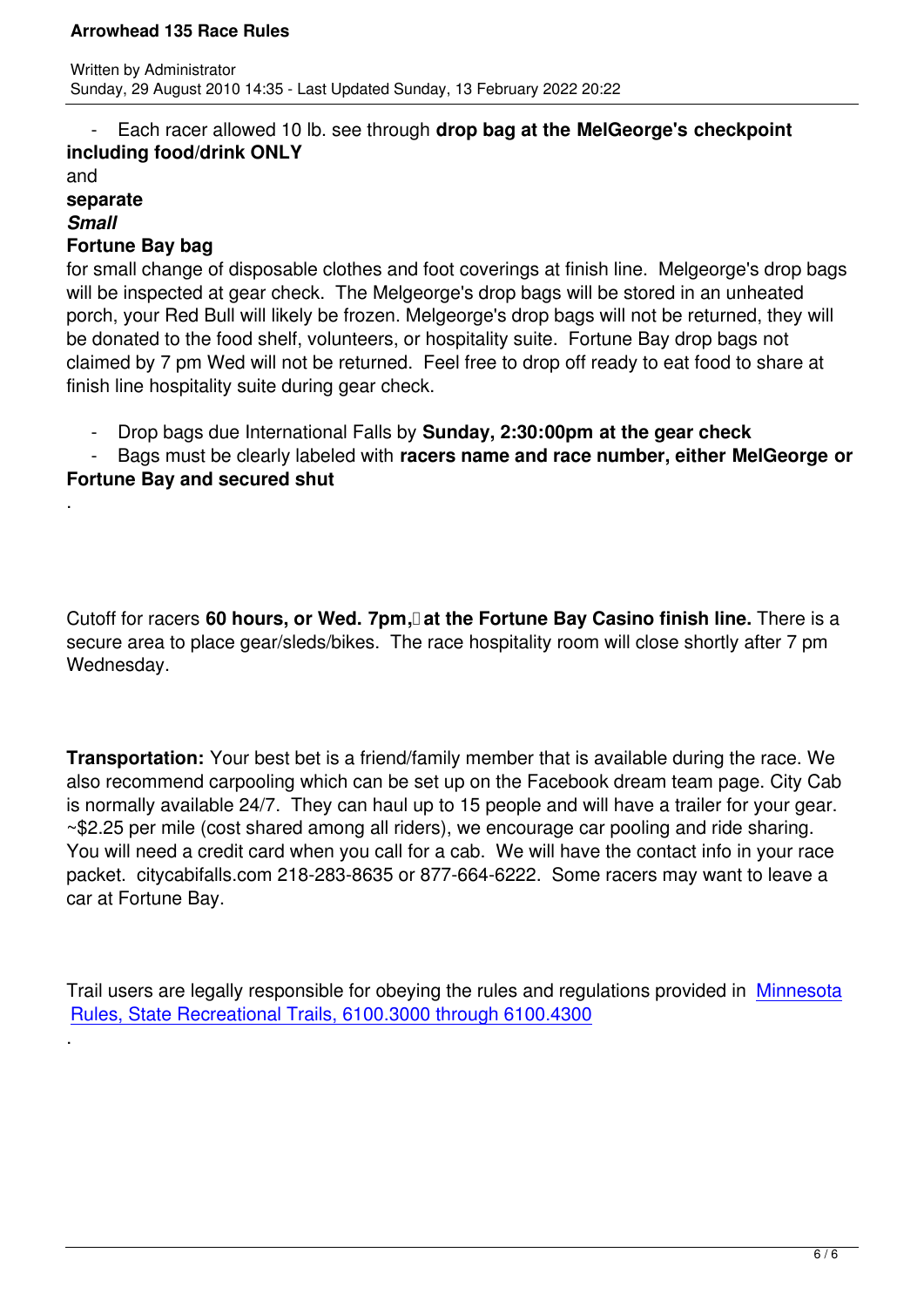- Each racer allowed 10 lb. see through **drop bag at the MelGeorge's checkpoint including food/drink ONLY** and **separate** ***Small*** **Fortune Bay bag** for small change of disposable clothes and foot coverings at finish line. Melgeorge's drop bags will be inspected at gear check. The Melgeorge's drop bags will be stored in an unheated porch, your Red Bull will likely be frozen. Melgeorge's drop bags will not be returned, they will be donated to the food shelf, volunteers, or hospitality suite. Fortune Bay drop bags not claimed by 7 pm Wed will not be returned. Feel free to drop off ready to eat food to share at finish line hospitality suite during gear check.

- Drop bags due International Falls by **Sunday, 2:30:00pm at the gear check**
- Bags must be clearly labeled with **racers name and race number, either MelGeorge or Fortune Bay and secured shut**

.

Cutoff for racers **60 hours, or Wed. 7pm, at the Fortune Bay Casino finish line.** There is a secure area to place gear/sleds/bikes. The race hospitality room will close shortly after 7 pm Wednesday.

**Transportation:** Your best bet is a friend/family member that is available during the race. We also recommend carpooling which can be set up on the Facebook dream team page. City Cab is normally available 24/7. They can haul up to 15 people and will have a trailer for your gear. ~$2.25 per mile (cost shared among all riders), we encourage car pooling and ride sharing. You will need a credit card when you call for a cab. We will have the contact info in your race packet. citycabifalls.com 218-283-8635 or 877-664-6222. Some racers may want to leave a car at Fortune Bay.

Trail users are legally responsible for obeying the rules and regulations provided in [Minnesota Rules, State Recreational Trails, 6100.3000 through 6100.4300]

.